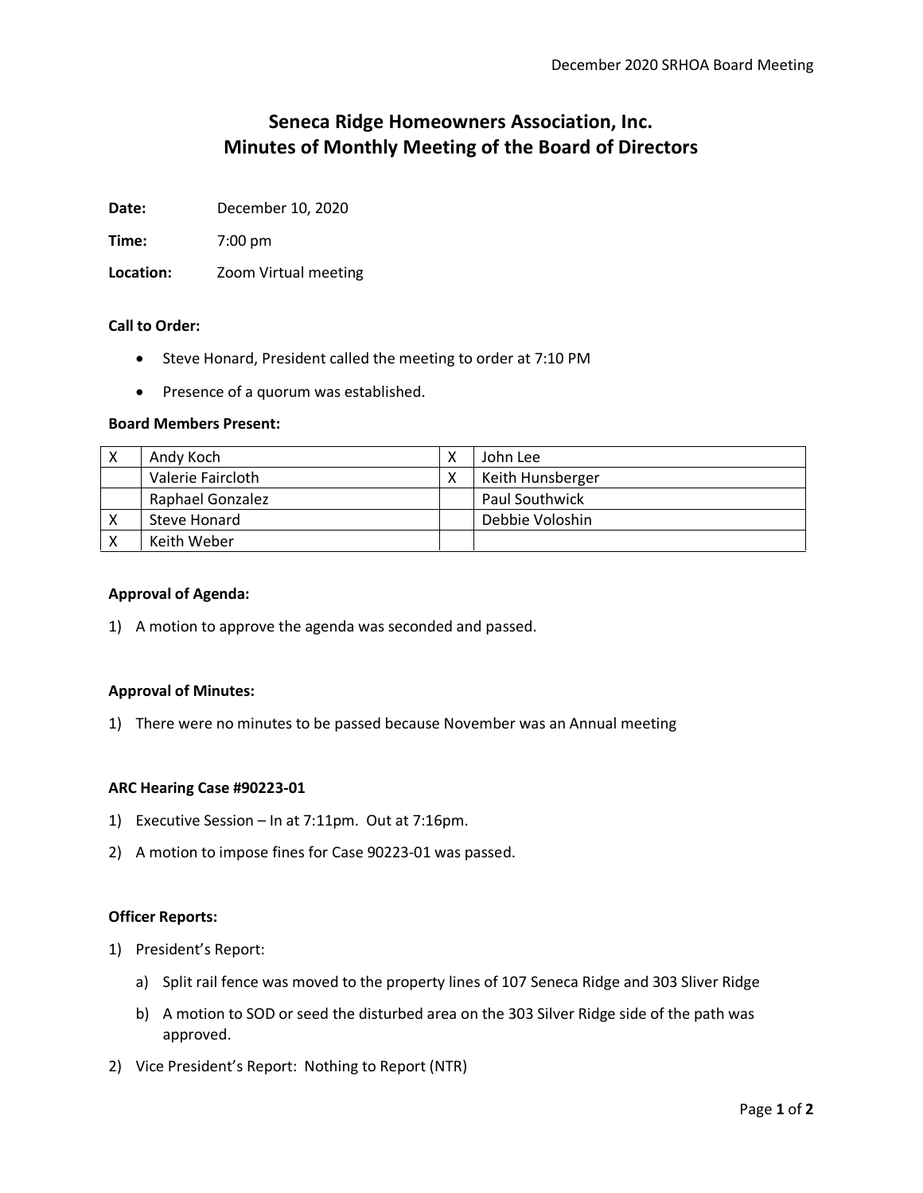# Seneca Ridge Homeowners Association, Inc.
# Minutes of Monthly Meeting of the Board of Directors

**Date:** December 10, 2020

**Time:** 7:00 pm

**Location:** Zoom Virtual meeting

**Call to Order:**

- Steve Honard, President called the meeting to order at 7:10 PM
- Presence of a quorum was established.

**Board Members Present:**

| | | | |
|---|---|---|---|
| X | Andy Koch | X | John Lee |
| | Valerie Faircloth | X | Keith Hunsberger |
| | Raphael Gonzalez | | Paul Southwick |
| X | Steve Honard | | Debbie Voloshin |
| X | Keith Weber | | |

**Approval of Agenda:**

1) A motion to approve the agenda was seconded and passed.

**Approval of Minutes:**

1) There were no minutes to be passed because November was an Annual meeting

**ARC Hearing Case #90223-01**

1) Executive Session – In at 7:11pm. Out at 7:16pm.
2) A motion to impose fines for Case 90223-01 was passed.

**Officer Reports:**

1) President's Report:
   a) Split rail fence was moved to the property lines of 107 Seneca Ridge and 303 Sliver Ridge
   b) A motion to SOD or seed the disturbed area on the 303 Silver Ridge side of the path was approved.
2) Vice President's Report: Nothing to Report (NTR)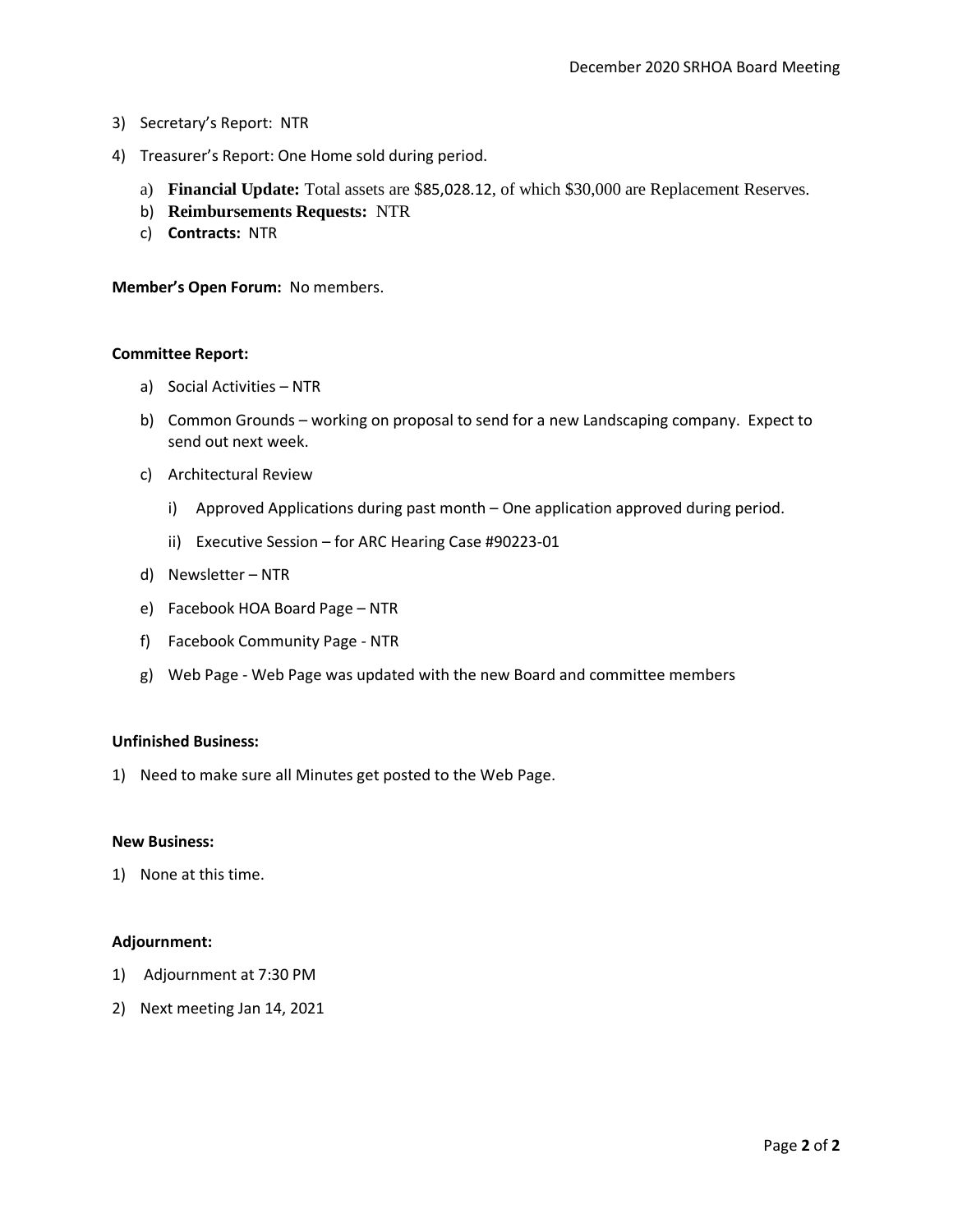3) Secretary's Report: NTR

4) Treasurer's Report: One Home sold during period.

   a) **Financial Update:** Total assets are $85,028.12, of which $30,000 are Replacement Reserves.

   b) **Reimbursements Requests:** NTR

   c) **Contracts:** NTR

**Member's Open Forum:** No members.

**Committee Report:**

a) Social Activities – NTR

b) Common Grounds – working on proposal to send for a new Landscaping company. Expect to send out next week.

c) Architectural Review

   i) Approved Applications during past month – One application approved during period.

   ii) Executive Session – for ARC Hearing Case #90223-01

d) Newsletter – NTR

e) Facebook HOA Board Page – NTR

f) Facebook Community Page - NTR

g) Web Page - Web Page was updated with the new Board and committee members

**Unfinished Business:**

1) Need to make sure all Minutes get posted to the Web Page.

**New Business:**

1) None at this time.

**Adjournment:**

1) Adjournment at 7:30 PM

2) Next meeting Jan 14, 2021